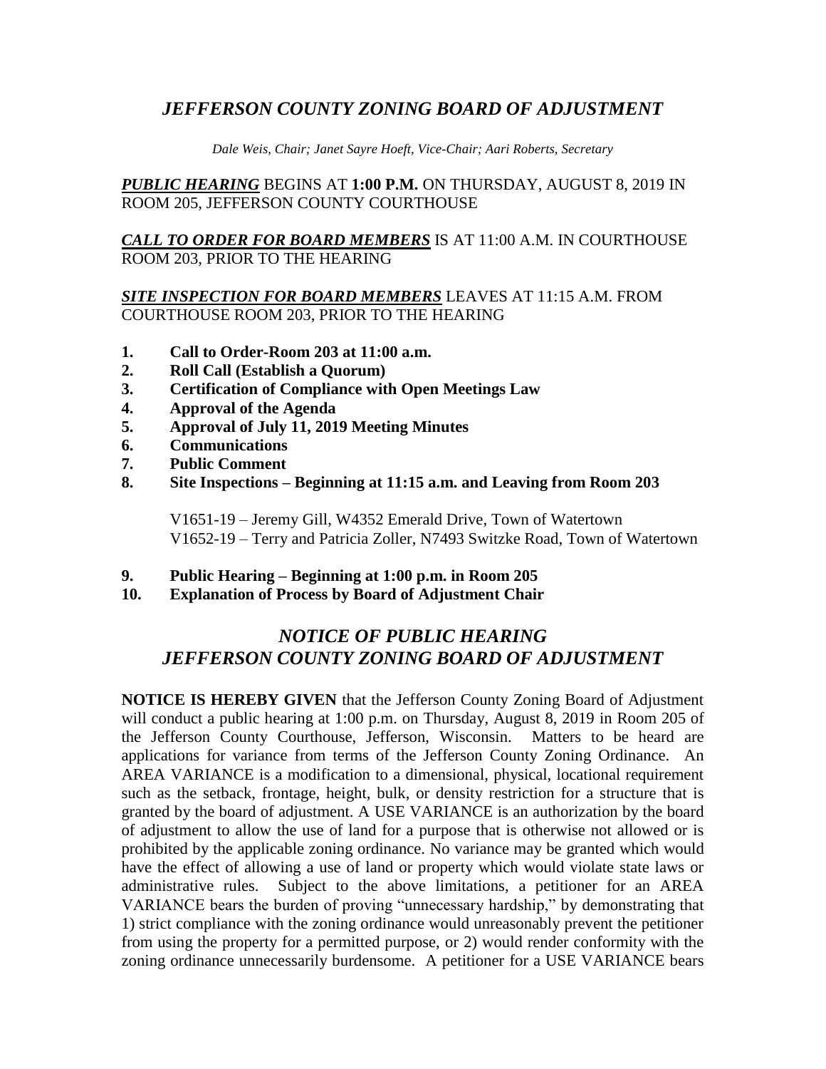# *JEFFERSON COUNTY ZONING BOARD OF ADJUSTMENT*

*Dale Weis, Chair; Janet Sayre Hoeft, Vice-Chair; Aari Roberts, Secretary*

***PUBLIC HEARING*** BEGINS AT **1:00 P.M.** ON THURSDAY, AUGUST 8, 2019 IN ROOM 205, JEFFERSON COUNTY COURTHOUSE

***CALL TO ORDER FOR BOARD MEMBERS*** IS AT 11:00 A.M. IN COURTHOUSE ROOM 203, PRIOR TO THE HEARING

***SITE INSPECTION FOR BOARD MEMBERS*** LEAVES AT 11:15 A.M. FROM COURTHOUSE ROOM 203, PRIOR TO THE HEARING

1. **Call to Order-Room 203 at 11:00 a.m.**
2. **Roll Call (Establish a Quorum)**
3. **Certification of Compliance with Open Meetings Law**
4. **Approval of the Agenda**
5. **Approval of July 11, 2019 Meeting Minutes**
6. **Communications**
7. **Public Comment**
8. **Site Inspections – Beginning at 11:15 a.m. and Leaving from Room 203**

   V1651-19 – Jeremy Gill, W4352 Emerald Drive, Town of Watertown
   V1652-19 – Terry and Patricia Zoller, N7493 Switzke Road, Town of Watertown

9. **Public Hearing – Beginning at 1:00 p.m. in Room 205**
10. **Explanation of Process by Board of Adjustment Chair**

## *NOTICE OF PUBLIC HEARING*
## *JEFFERSON COUNTY ZONING BOARD OF ADJUSTMENT*

**NOTICE IS HEREBY GIVEN** that the Jefferson County Zoning Board of Adjustment will conduct a public hearing at 1:00 p.m. on Thursday, August 8, 2019 in Room 205 of the Jefferson County Courthouse, Jefferson, Wisconsin. Matters to be heard are applications for variance from terms of the Jefferson County Zoning Ordinance. An AREA VARIANCE is a modification to a dimensional, physical, locational requirement such as the setback, frontage, height, bulk, or density restriction for a structure that is granted by the board of adjustment. A USE VARIANCE is an authorization by the board of adjustment to allow the use of land for a purpose that is otherwise not allowed or is prohibited by the applicable zoning ordinance. No variance may be granted which would have the effect of allowing a use of land or property which would violate state laws or administrative rules. Subject to the above limitations, a petitioner for an AREA VARIANCE bears the burden of proving "unnecessary hardship," by demonstrating that 1) strict compliance with the zoning ordinance would unreasonably prevent the petitioner from using the property for a permitted purpose, or 2) would render conformity with the zoning ordinance unnecessarily burdensome. A petitioner for a USE VARIANCE bears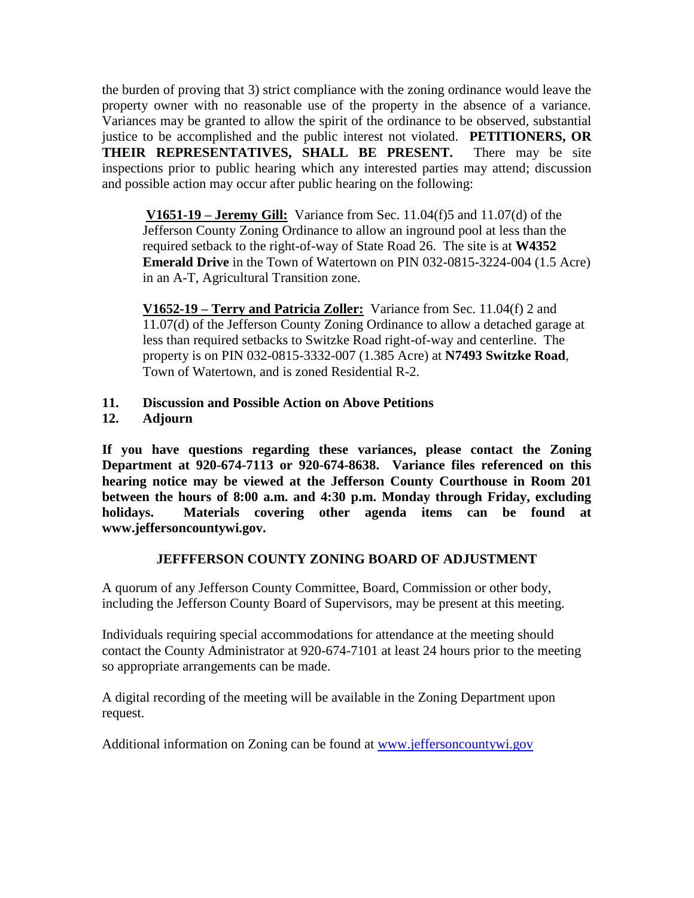the burden of proving that 3) strict compliance with the zoning ordinance would leave the property owner with no reasonable use of the property in the absence of a variance. Variances may be granted to allow the spirit of the ordinance to be observed, substantial justice to be accomplished and the public interest not violated. **PETITIONERS, OR THEIR REPRESENTATIVES, SHALL BE PRESENT.** There may be site inspections prior to public hearing which any interested parties may attend; discussion and possible action may occur after public hearing on the following:

> **V1651-19 – Jeremy Gill:** Variance from Sec. 11.04(f)5 and 11.07(d) of the Jefferson County Zoning Ordinance to allow an inground pool at less than the required setback to the right-of-way of State Road 26. The site is at **W4352 Emerald Drive** in the Town of Watertown on PIN 032-0815-3224-004 (1.5 Acre) in an A-T, Agricultural Transition zone.

> **V1652-19 – Terry and Patricia Zoller:** Variance from Sec. 11.04(f) 2 and 11.07(d) of the Jefferson County Zoning Ordinance to allow a detached garage at less than required setbacks to Switzke Road right-of-way and centerline. The property is on PIN 032-0815-3332-007 (1.385 Acre) at **N7493 Switzke Road**, Town of Watertown, and is zoned Residential R-2.

**11. Discussion and Possible Action on Above Petitions**

**12. Adjourn**

**If you have questions regarding these variances, please contact the Zoning Department at 920-674-7113 or 920-674-8638. Variance files referenced on this hearing notice may be viewed at the Jefferson County Courthouse in Room 201 between the hours of 8:00 a.m. and 4:30 p.m. Monday through Friday, excluding holidays. Materials covering other agenda items can be found at www.jeffersoncountywi.gov.**

**JEFFFERSON COUNTY ZONING BOARD OF ADJUSTMENT**

A quorum of any Jefferson County Committee, Board, Commission or other body, including the Jefferson County Board of Supervisors, may be present at this meeting.

Individuals requiring special accommodations for attendance at the meeting should contact the County Administrator at 920-674-7101 at least 24 hours prior to the meeting so appropriate arrangements can be made.

A digital recording of the meeting will be available in the Zoning Department upon request.

Additional information on Zoning can be found at www.jeffersoncountywi.gov